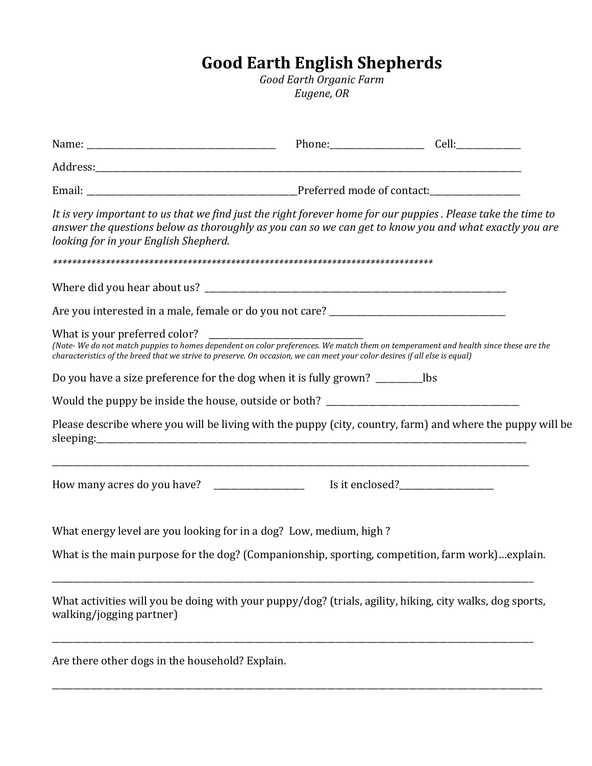# Good Earth English Shepherds

*Good Earth Organic Farm*
*Eugene, OR*

Name: ___________________________________________ Phone:______________________ Cell:_______________

Address:___________________________________________________________________________________________________________

Email: ________________________________________________Preferred mode of contact:_____________________

*It is very important to us that we find just the right forever home for our puppies . Please take the time to answer the questions below as thoroughly as you can so we can get to know you and what exactly you are looking for in your English Shepherd.*

*********************************************************************************

Where did you hear about us? ________________________________________________________________________

Are you interested in a male, female or do you not care? _________________________________________

What is your preferred color? ____________________________________

*(Note- We do not match puppies to homes dependent on color preferences. We match them on temperament and health since these are the characteristics of the breed that we strive to preserve. On occasion, we can meet your color desires if all else is equal)*

Do you have a size preference for the dog when it is fully grown? ___________lbs

Would the puppy be inside the house, outside or both? ____________________________________________

Please describe where you will be living with the puppy (city, country, farm) and where the puppy will be sleeping:____________________________________________________________________________________________

___________________________________________________________________________________________________________

How many acres do you have? ______________________ Is it enclosed?______________________

What energy level are you looking for in a dog? Low, medium, high ?

What is the main purpose for the dog? (Companionship, sporting, competition, farm work)…explain.

___________________________________________________________________________________________________________

What activities will you be doing with your puppy/dog? (trials, agility, hiking, city walks, dog sports, walking/jogging partner)

___________________________________________________________________________________________________________

Are there other dogs in the household? Explain.

___________________________________________________________________________________________________________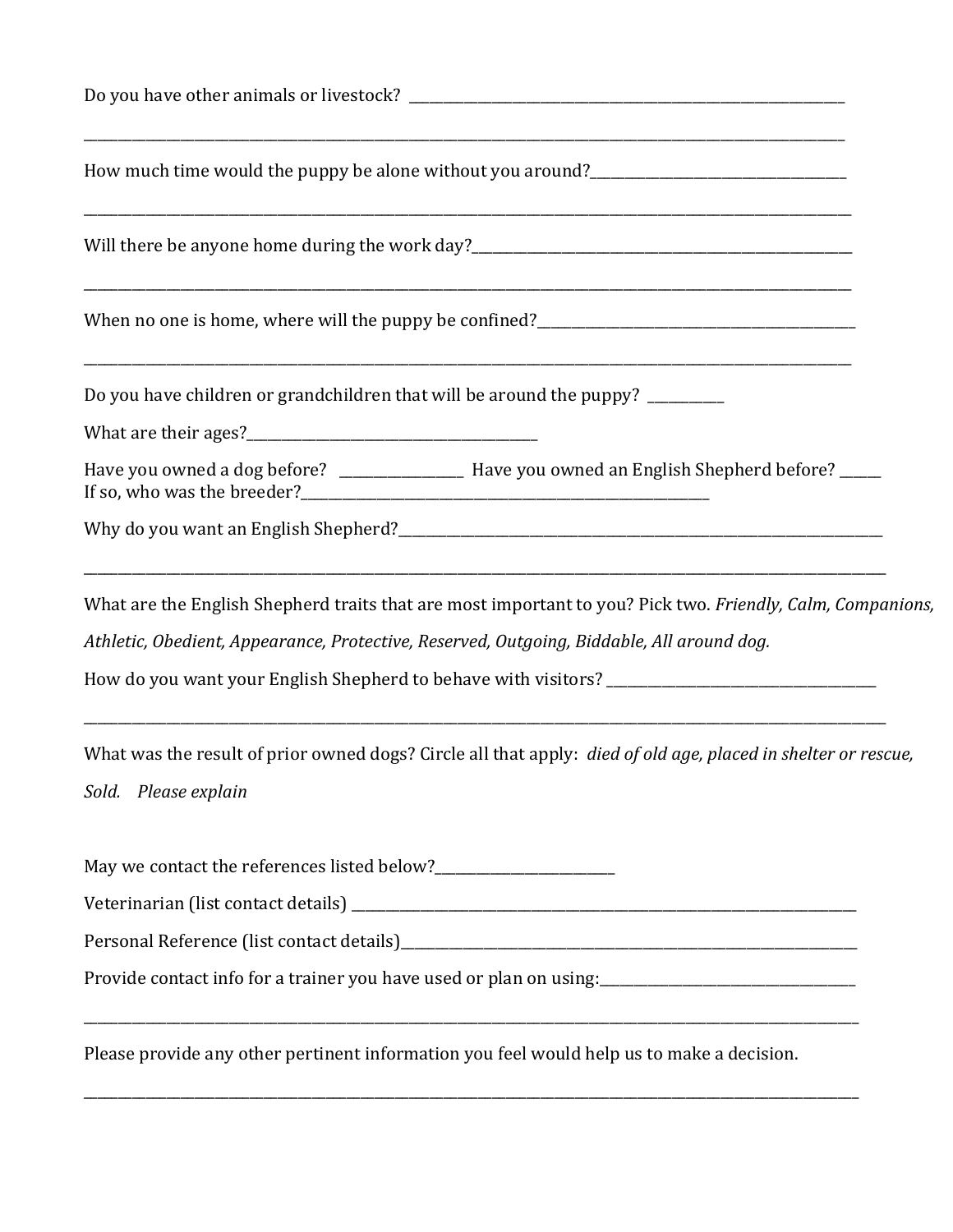Do you have other animals or livestock? ______________________________________________________________

______________________________________________________________________________________________

How much time would the puppy be alone without you around?____________________________________

______________________________________________________________________________________________

Will there be anyone home during the work day?________________________________________________

______________________________________________________________________________________________

When no one is home, where will the puppy be confined?_________________________________________

______________________________________________________________________________________________

Do you have children or grandchildren that will be around the puppy? __________

What are their ages?__________________________________________

Have you owned a dog before? ________________ Have you owned an English Shepherd before? _____
If so, who was the breeder?___________________________________________________________

Why do you want an English Shepherd?_____________________________________________________

______________________________________________________________________________________________

What are the English Shepherd traits that are most important to you? Pick two. *Friendly, Calm, Companions, Athletic, Obedient, Appearance, Protective, Reserved, Outgoing, Biddable, All around dog.*

How do you want your English Shepherd to behave with visitors? _______________________________________

______________________________________________________________________________________________

What was the result of prior owned dogs? Circle all that apply: *died of old age, placed in shelter or rescue, Sold. Please explain*

May we contact the references listed below?_________________________

Veterinarian (list contact details) _________________________________________________________________

Personal Reference (list contact details)____________________________________________________________

Provide contact info for a trainer you have used or plan on using:___________________________________

______________________________________________________________________________________________

Please provide any other pertinent information you feel would help us to make a decision.

______________________________________________________________________________________________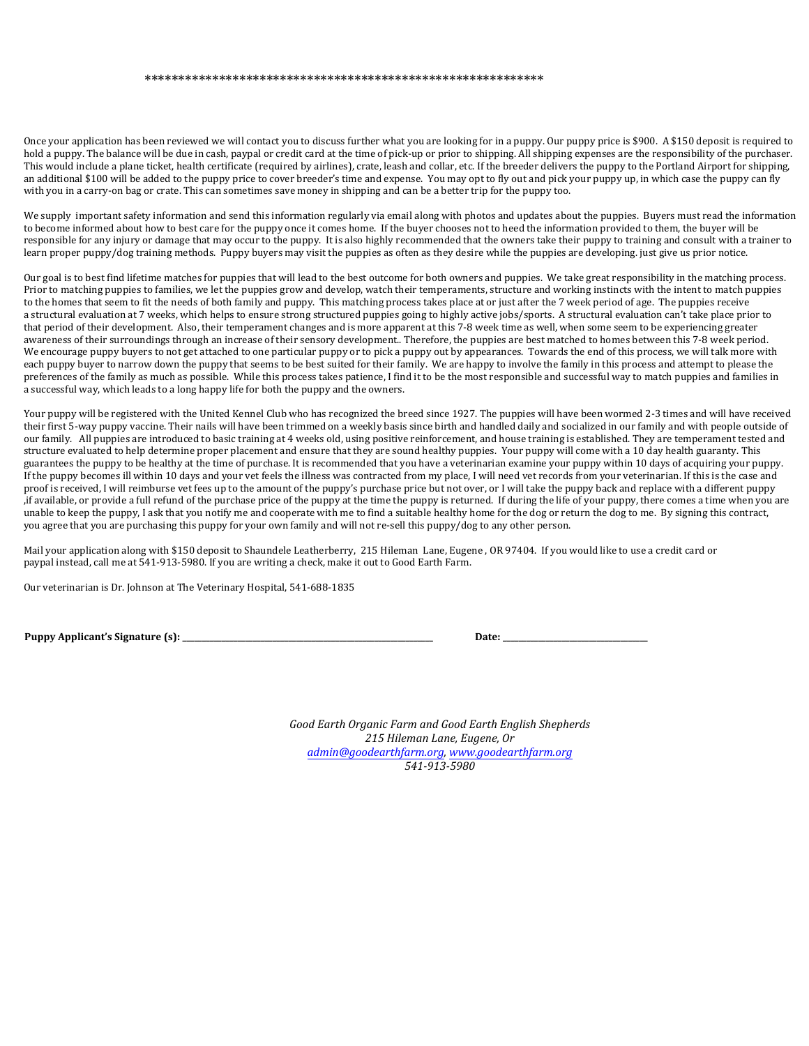\*\*\*\*\*\*\*\*\*\*\*\*\*\*\*\*\*\*\*\*\*\*\*\*\*\*\*\*\*\*\*\*\*\*\*\*\*\*\*\*\*\*\*\*\*\*\*\*\*\*\*\*\*\*\*\*\*\*\*\*

Once your application has been reviewed we will contact you to discuss further what you are looking for in a puppy. Our puppy price is $900. A $150 deposit is required to hold a puppy. The balance will be due in cash, paypal or credit card at the time of pick-up or prior to shipping. All shipping expenses are the responsibility of the purchaser. This would include a plane ticket, health certificate (required by airlines), crate, leash and collar, etc. If the breeder delivers the puppy to the Portland Airport for shipping, an additional $100 will be added to the puppy price to cover breeder's time and expense. You may opt to fly out and pick your puppy up, in which case the puppy can fly with you in a carry-on bag or crate. This can sometimes save money in shipping and can be a better trip for the puppy too.

We supply important safety information and send this information regularly via email along with photos and updates about the puppies. Buyers must read the information to become informed about how to best care for the puppy once it comes home. If the buyer chooses not to heed the information provided to them, the buyer will be responsible for any injury or damage that may occur to the puppy. It is also highly recommended that the owners take their puppy to training and consult with a trainer to learn proper puppy/dog training methods. Puppy buyers may visit the puppies as often as they desire while the puppies are developing. just give us prior notice.

Our goal is to best find lifetime matches for puppies that will lead to the best outcome for both owners and puppies. We take great responsibility in the matching process. Prior to matching puppies to families, we let the puppies grow and develop, watch their temperaments, structure and working instincts with the intent to match puppies to the homes that seem to fit the needs of both family and puppy. This matching process takes place at or just after the 7 week period of age. The puppies receive a structural evaluation at 7 weeks, which helps to ensure strong structured puppies going to highly active jobs/sports. A structural evaluation can't take place prior to that period of their development. Also, their temperament changes and is more apparent at this 7-8 week time as well, when some seem to be experiencing greater awareness of their surroundings through an increase of their sensory development.. Therefore, the puppies are best matched to homes between this 7-8 week period. We encourage puppy buyers to not get attached to one particular puppy or to pick a puppy out by appearances. Towards the end of this process, we will talk more with each puppy buyer to narrow down the puppy that seems to be best suited for their family. We are happy to involve the family in this process and attempt to please the preferences of the family as much as possible. While this process takes patience, I find it to be the most responsible and successful way to match puppies and families in a successful way, which leads to a long happy life for both the puppy and the owners.

Your puppy will be registered with the United Kennel Club who has recognized the breed since 1927. The puppies will have been wormed 2-3 times and will have received their first 5-way puppy vaccine. Their nails will have been trimmed on a weekly basis since birth and handled daily and socialized in our family and with people outside of our family. All puppies are introduced to basic training at 4 weeks old, using positive reinforcement, and house training is established. They are temperament tested and structure evaluated to help determine proper placement and ensure that they are sound healthy puppies. Your puppy will come with a 10 day health guaranty. This guarantees the puppy to be healthy at the time of purchase. It is recommended that you have a veterinarian examine your puppy within 10 days of acquiring your puppy. If the puppy becomes ill within 10 days and your vet feels the illness was contracted from my place, I will need vet records from your veterinarian. If this is the case and proof is received, I will reimburse vet fees up to the amount of the puppy's purchase price but not over, or I will take the puppy back and replace with a different puppy ,if available, or provide a full refund of the purchase price of the puppy at the time the puppy is returned. If during the life of your puppy, there comes a time when you are unable to keep the puppy, I ask that you notify me and cooperate with me to find a suitable healthy home for the dog or return the dog to me. By signing this contract, you agree that you are purchasing this puppy for your own family and will not re-sell this puppy/dog to any other person.

Mail your application along with $150 deposit to Shaundele Leatherberry, 215 Hileman Lane, Eugene , OR 97404. If you would like to use a credit card or paypal instead, call me at 541-913-5980. If you are writing a check, make it out to Good Earth Farm.

Our veterinarian is Dr. Johnson at The Veterinary Hospital, 541-688-1835

**Puppy Applicant's Signature (s): \_\_\_\_\_\_\_\_\_\_\_\_\_\_\_\_\_\_\_\_\_\_\_\_\_\_\_\_\_\_\_\_\_\_\_\_\_\_\_\_\_\_\_\_\_\_\_\_\_\_\_\_\_\_\_\_\_\_\_\_\_\_\_\_ Date: \_\_\_\_\_\_\_\_\_\_\_\_\_\_\_\_\_\_\_\_\_\_\_\_\_\_\_\_\_\_\_\_\_\_\_\_**

*Good Earth Organic Farm and Good Earth English Shepherds*
*215 Hileman Lane, Eugene, Or*
*admin@goodearthfarm.org, www.goodearthfarm.org*
*541-913-5980*